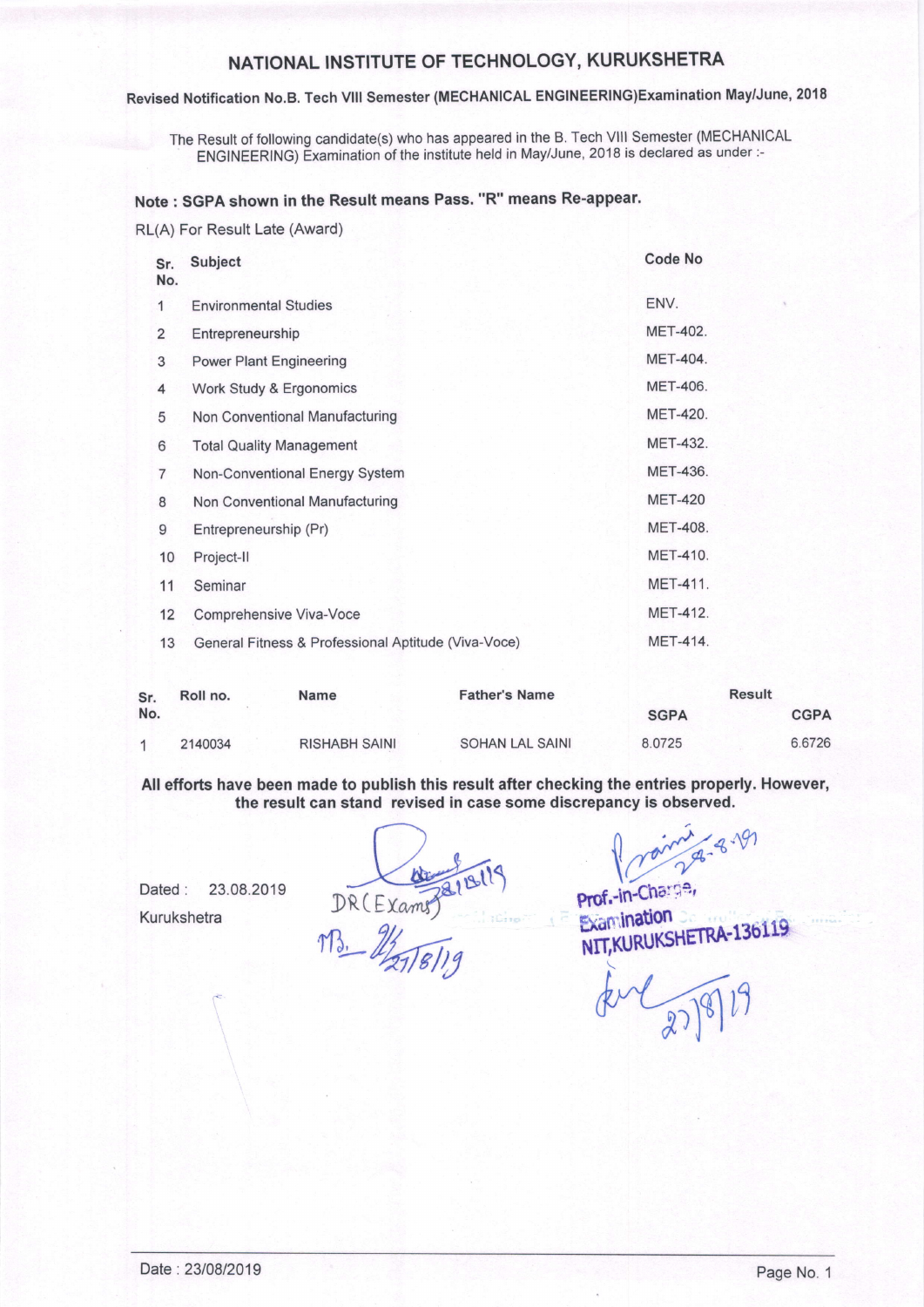# NATIONAL INSTITUTE OF TECHNOLOGY, KURUKSHETRA

**Revised Notification No.B. Tech VIII Semester (MECHANICAL ENGINEERING)Examination May/June, 2018**

The Result of following candidate(s) who has appeared in the B. Tech VIII Semester (MECHANICAL ENGINEERING) Examination of the institute held in May/June, 2018 is declared as under :-

**Note : SGPA shown in the Result means Pass. "R" means Re-appear.**

RL(A) For Result Late (Award)

| Sr. No. | Subject | Code No |
|---|---|---|
| 1 | Environmental Studies | ENV. |
| 2 | Entrepreneurship | MET-402. |
| 3 | Power Plant Engineering | MET-404. |
| 4 | Work Study & Ergonomics | MET-406. |
| 5 | Non Conventional Manufacturing | MET-420. |
| 6 | Total Quality Management | MET-432. |
| 7 | Non-Conventional Energy System | MET-436. |
| 8 | Non Conventional Manufacturing | MET-420 |
| 9 | Entrepreneurship (Pr) | MET-408. |
| 10 | Project-II | MET-410. |
| 11 | Seminar | MET-411. |
| 12 | Comprehensive Viva-Voce | MET-412. |
| 13 | General Fitness & Professional Aptitude (Viva-Voce) | MET-414. |

| Sr. No. | Roll no. | Name | Father's Name | Result | |
|---|---|---|---|---|---|
| | | | | SGPA | CGPA |
| 1 | 2140034 | RISHABH SAINI | SOHAN LAL SAINI | 8.0725 | 6.6726 |

**All efforts have been made to publish this result after checking the entries properly. However, the result can stand revised in case some discrepancy is observed.**

Dated : 23.08.2019

Kurukshetra

DR(Exams) 28/8/19

Prof.-in-Charge,
Examination
NIT,KURUKSHETRA-136119

Date : 23/08/2019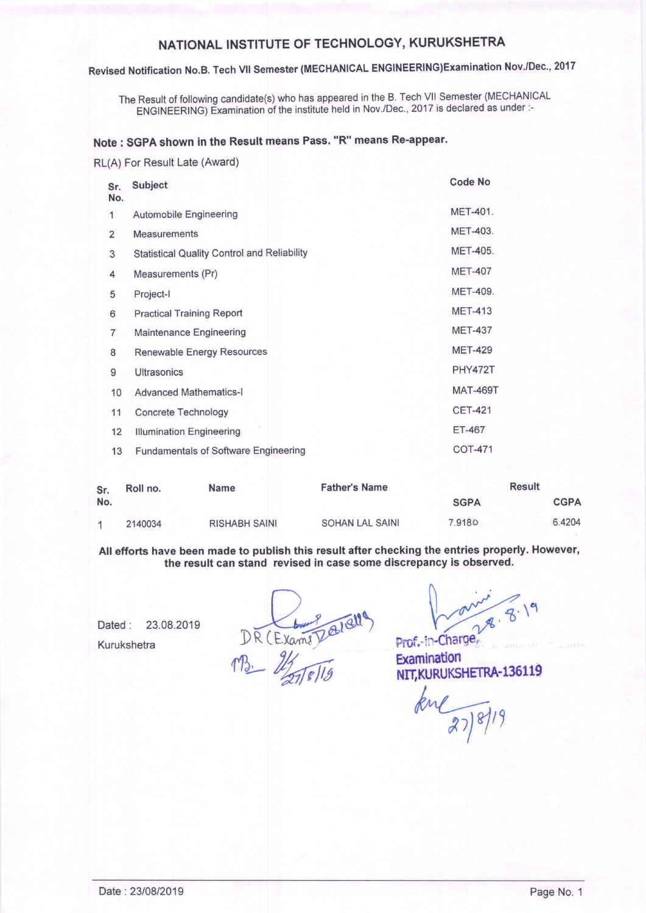# NATIONAL INSTITUTE OF TECHNOLOGY, KURUKSHETRA

## Revised Notification No.B. Tech VII Semester (MECHANICAL ENGINEERING)Examination Nov./Dec., 2017

The Result of following candidate(s) who has appeared in the B. Tech VII Semester (MECHANICAL ENGINEERING) Examination of the institute held in Nov./Dec., 2017 is declared as under :-

**Note : SGPA shown in the Result means Pass. "R" means Re-appear.**

RL(A) For Result Late (Award)

| Sr. No. | Subject | Code No |
|---|---|---|
| 1 | Automobile Engineering | MET-401. |
| 2 | Measurements | MET-403. |
| 3 | Statistical Quality Control and Reliability | MET-405. |
| 4 | Measurements (Pr) | MET-407 |
| 5 | Project-I | MET-409. |
| 6 | Practical Training Report | MET-413 |
| 7 | Maintenance Engineering | MET-437 |
| 8 | Renewable Energy Resources | MET-429 |
| 9 | Ultrasonics | PHY472T |
| 10 | Advanced Mathematics-I | MAT-469T |
| 11 | Concrete Technology | CET-421 |
| 12 | Illumination Engineering | ET-467 |
| 13 | Fundamentals of Software Engineering | COT-471 |

| Sr. No. | Roll no. | Name | Father's Name | Result | |
|---|---|---|---|---|---|
| | | | | SGPA | CGPA |
| 1 | 2140034 | RISHABH SAINI | SOHAN LAL SAINI | 7.9180 | 6.4204 |

**All efforts have been made to publish this result after checking the entries properly. However, the result can stand revised in case some discrepancy is observed.**

Dated : 23.08.2019

Kurukshetra

DR (Exams) 28/8/19

27/8/19

Prof.-in-Charge, 28.8.19

Examination

NIT,KURUKSHETRA-136119

27/8/19

Date : 23/08/2019